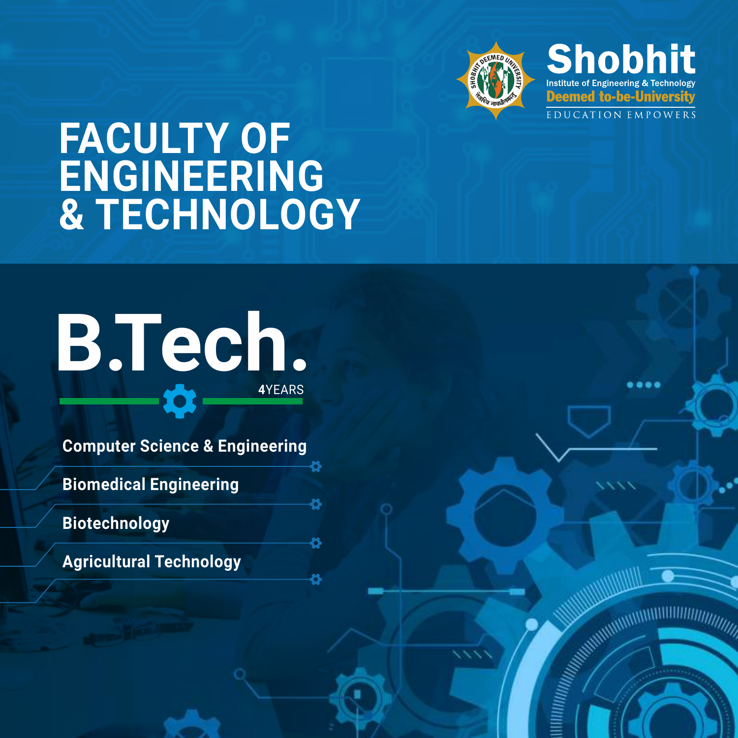Shobhit

Institute of Engineering & Technology

Deemed to-be-University

EDUCATION EMPOWERS

# FACULTY OF ENGINEERING & TECHNOLOGY

## B.Tech.

4YEARS

- Computer Science & Engineering
- Biomedical Engineering
- Biotechnology
- Agricultural Technology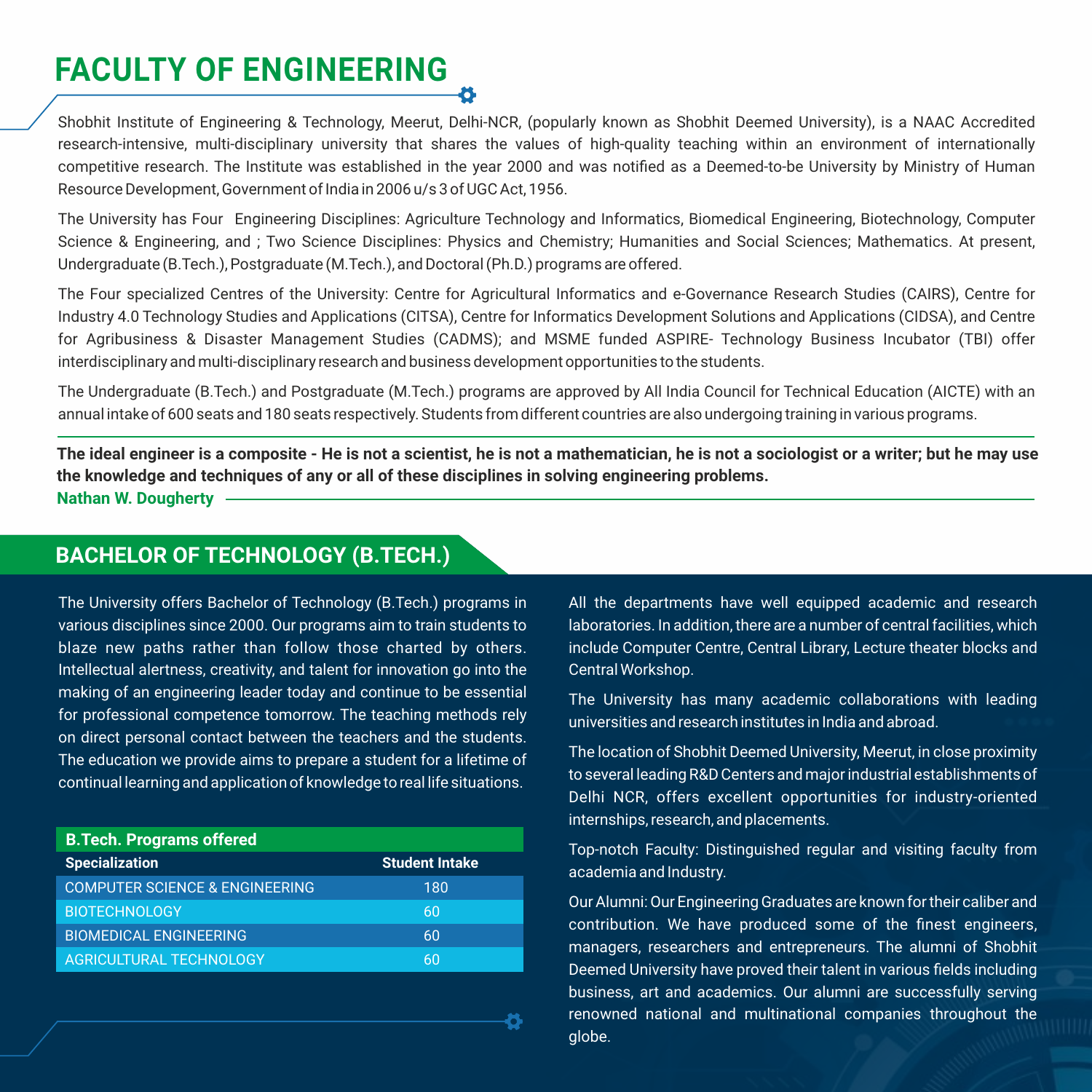# FACULTY OF ENGINEERING

Shobhit Institute of Engineering & Technology, Meerut, Delhi-NCR, (popularly known as Shobhit Deemed University), is a NAAC Accredited research-intensive, multi-disciplinary university that shares the values of high-quality teaching within an environment of internationally competitive research. The Institute was established in the year 2000 and was notified as a Deemed-to-be University by Ministry of Human Resource Development, Government of India in 2006 u/s 3 of UGC Act, 1956.

The University has Four Engineering Disciplines: Agriculture Technology and Informatics, Biomedical Engineering, Biotechnology, Computer Science & Engineering, and ; Two Science Disciplines: Physics and Chemistry; Humanities and Social Sciences; Mathematics. At present, Undergraduate (B.Tech.), Postgraduate (M.Tech.), and Doctoral (Ph.D.) programs are offered.

The Four specialized Centres of the University: Centre for Agricultural Informatics and e-Governance Research Studies (CAIRS), Centre for Industry 4.0 Technology Studies and Applications (CITSA), Centre for Informatics Development Solutions and Applications (CIDSA), and Centre for Agribusiness & Disaster Management Studies (CADMS); and MSME funded ASPIRE- Technology Business Incubator (TBI) offer interdisciplinary and multi-disciplinary research and business development opportunities to the students.

The Undergraduate (B.Tech.) and Postgraduate (M.Tech.) programs are approved by All India Council for Technical Education (AICTE) with an annual intake of 600 seats and 180 seats respectively. Students from different countries are also undergoing training in various programs.

**The ideal engineer is a composite - He is not a scientist, he is not a mathematician, he is not a sociologist or a writer; but he may use the knowledge and techniques of any or all of these disciplines in solving engineering problems.**

**Nathan W. Dougherty**

## BACHELOR OF TECHNOLOGY (B.TECH.)

The University offers Bachelor of Technology (B.Tech.) programs in various disciplines since 2000. Our programs aim to train students to blaze new paths rather than follow those charted by others. Intellectual alertness, creativity, and talent for innovation go into the making of an engineering leader today and continue to be essential for professional competence tomorrow. The teaching methods rely on direct personal contact between the teachers and the students. The education we provide aims to prepare a student for a lifetime of continual learning and application of knowledge to real life situations.

**B.Tech. Programs offered**

| Specialization | Student Intake |
|---|---|
| COMPUTER SCIENCE & ENGINEERING | 180 |
| BIOTECHNOLOGY | 60 |
| BIOMEDICAL ENGINEERING | 60 |
| AGRICULTURAL TECHNOLOGY | 60 |

All the departments have well equipped academic and research laboratories. In addition, there are a number of central facilities, which include Computer Centre, Central Library, Lecture theater blocks and Central Workshop.

The University has many academic collaborations with leading universities and research institutes in India and abroad.

The location of Shobhit Deemed University, Meerut, in close proximity to several leading R&D Centers and major industrial establishments of Delhi NCR, offers excellent opportunities for industry-oriented internships, research, and placements.

Top-notch Faculty: Distinguished regular and visiting faculty from academia and Industry.

Our Alumni: Our Engineering Graduates are known for their caliber and contribution. We have produced some of the finest engineers, managers, researchers and entrepreneurs. The alumni of Shobhit Deemed University have proved their talent in various fields including business, art and academics. Our alumni are successfully serving renowned national and multinational companies throughout the globe.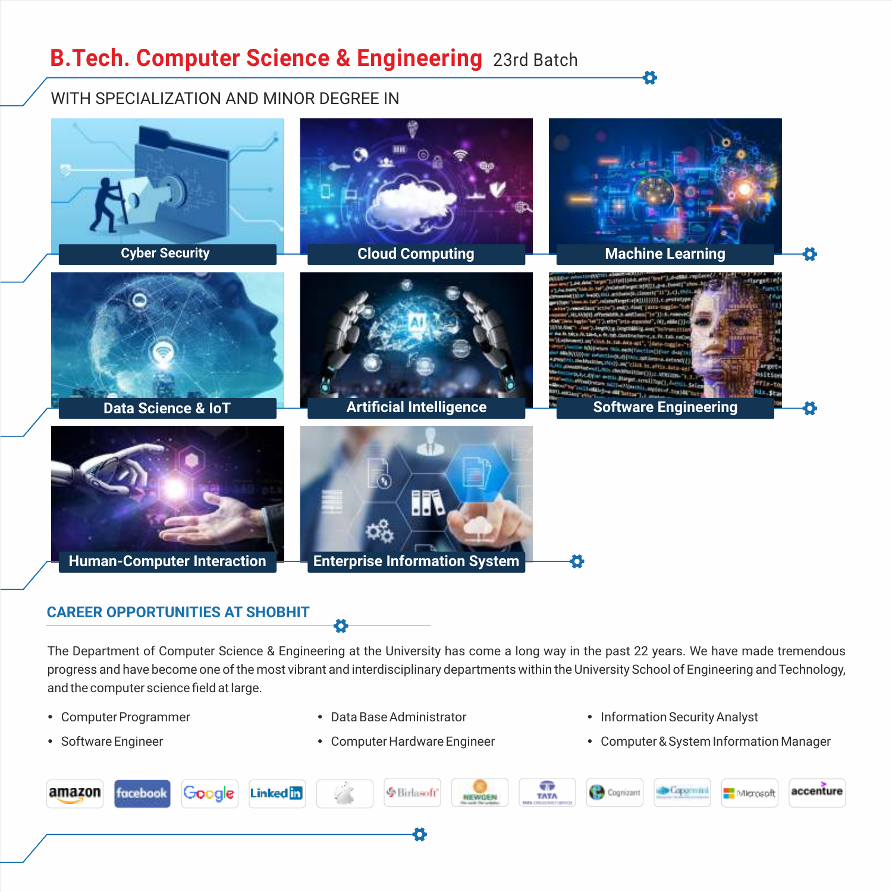# B.Tech. Computer Science & Engineering 23rd Batch

## WITH SPECIALIZATION AND MINOR DEGREE IN

- Cyber Security
- Cloud Computing
- Machine Learning
- Data Science & IoT
- Artificial Intelligence
- Software Engineering
- Human-Computer Interaction
- Enterprise Information System

## CAREER OPPORTUNITIES AT SHOBHIT

The Department of Computer Science & Engineering at the University has come a long way in the past 22 years. We have made tremendous progress and have become one of the most vibrant and interdisciplinary departments within the University School of Engineering and Technology, and the computer science field at large.

- Computer Programmer
- Software Engineer
- Data Base Administrator
- Computer Hardware Engineer
- Information Security Analyst
- Computer & System Information Manager

amazon | facebook | Google | LinkedIn | Apple | Birlasoft | NEWGEN | TATA | Cognizant | Capgemini | Microsoft | accenture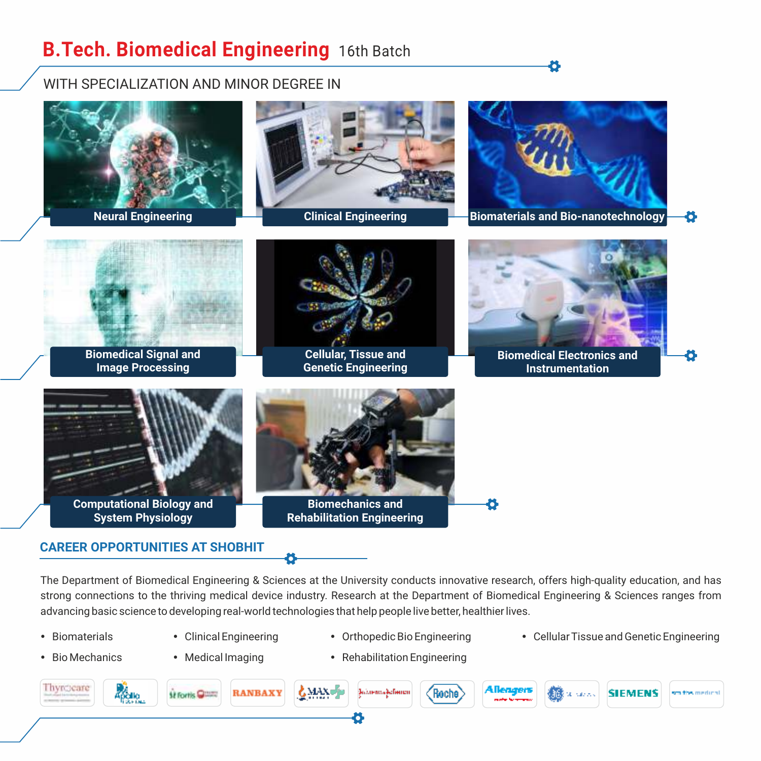# B.Tech. Biomedical Engineering 16th Batch

WITH SPECIALIZATION AND MINOR DEGREE IN

- Neural Engineering
- Clinical Engineering
- Biomaterials and Bio-nanotechnology
- Biomedical Signal and Image Processing
- Cellular, Tissue and Genetic Engineering
- Biomedical Electronics and Instrumentation
- Computational Biology and System Physiology
- Biomechanics and Rehabilitation Engineering

## CAREER OPPORTUNITIES AT SHOBHIT

The Department of Biomedical Engineering & Sciences at the University conducts innovative research, offers high-quality education, and has strong connections to the thriving medical device industry. Research at the Department of Biomedical Engineering & Sciences ranges from advancing basic science to developing real-world technologies that help people live better, healthier lives.

- Biomaterials
- Bio Mechanics
- Clinical Engineering
- Medical Imaging
- Orthopedic Bio Engineering
- Rehabilitation Engineering
- Cellular Tissue and Genetic Engineering

Thyrocare | Apollo | Fortis | RANBAXY | MAX | Johnson & Johnson | Roche | Allengers | GE | SIEMENS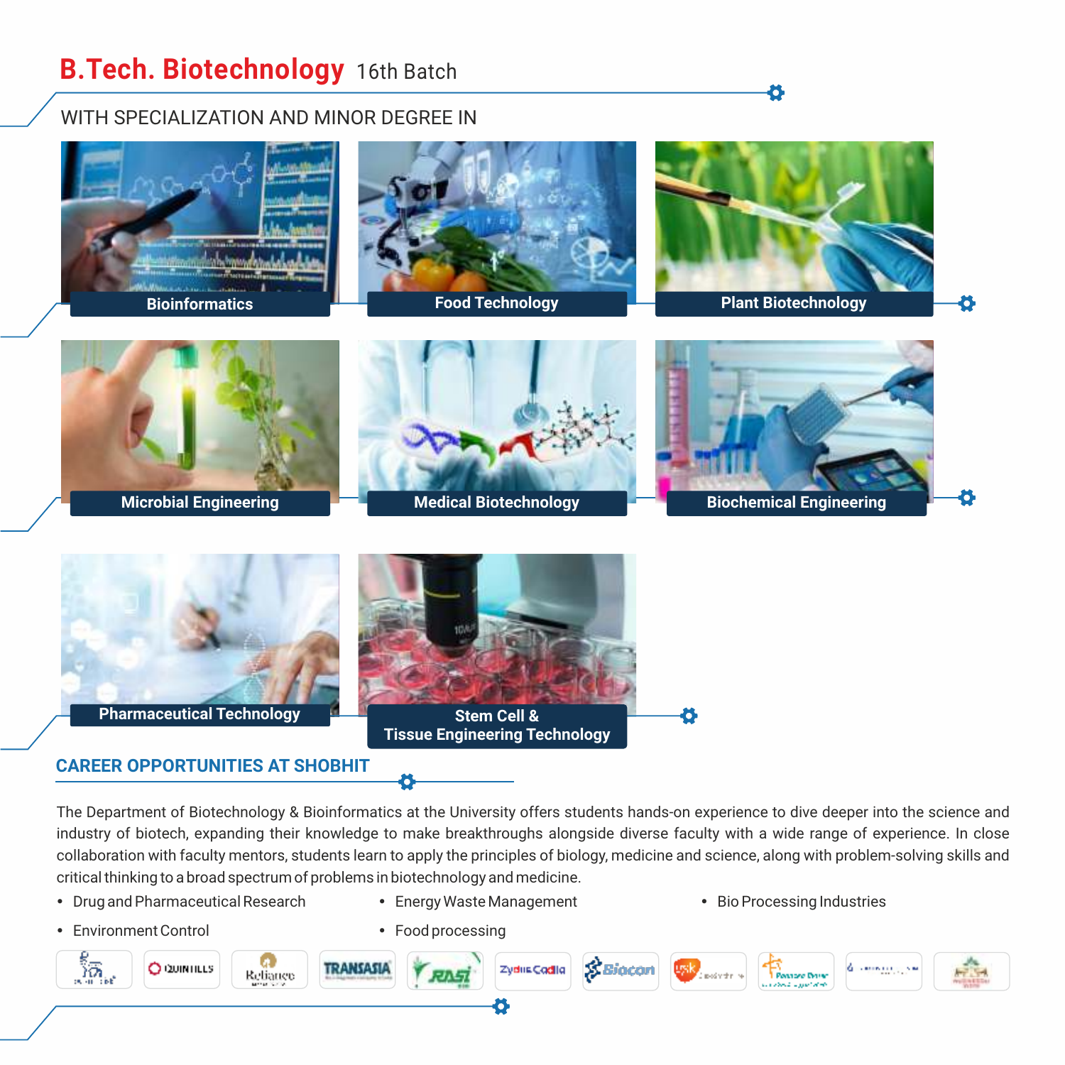# B.Tech. Biotechnology 16th Batch

## WITH SPECIALIZATION AND MINOR DEGREE IN

- Bioinformatics
- Food Technology
- Plant Biotechnology
- Microbial Engineering
- Medical Biotechnology
- Biochemical Engineering
- Pharmaceutical Technology
- Stem Cell & Tissue Engineering Technology

## CAREER OPPORTUNITIES AT SHOBHIT

The Department of Biotechnology & Bioinformatics at the University offers students hands-on experience to dive deeper into the science and industry of biotech, expanding their knowledge to make breakthroughs alongside diverse faculty with a wide range of experience. In close collaboration with faculty mentors, students learn to apply the principles of biology, medicine and science, along with problem-solving skills and critical thinking to a broad spectrum of problems in biotechnology and medicine.

- Drug and Pharmaceutical Research
- Energy Waste Management
- Bio Processing Industries
- Environment Control
- Food processing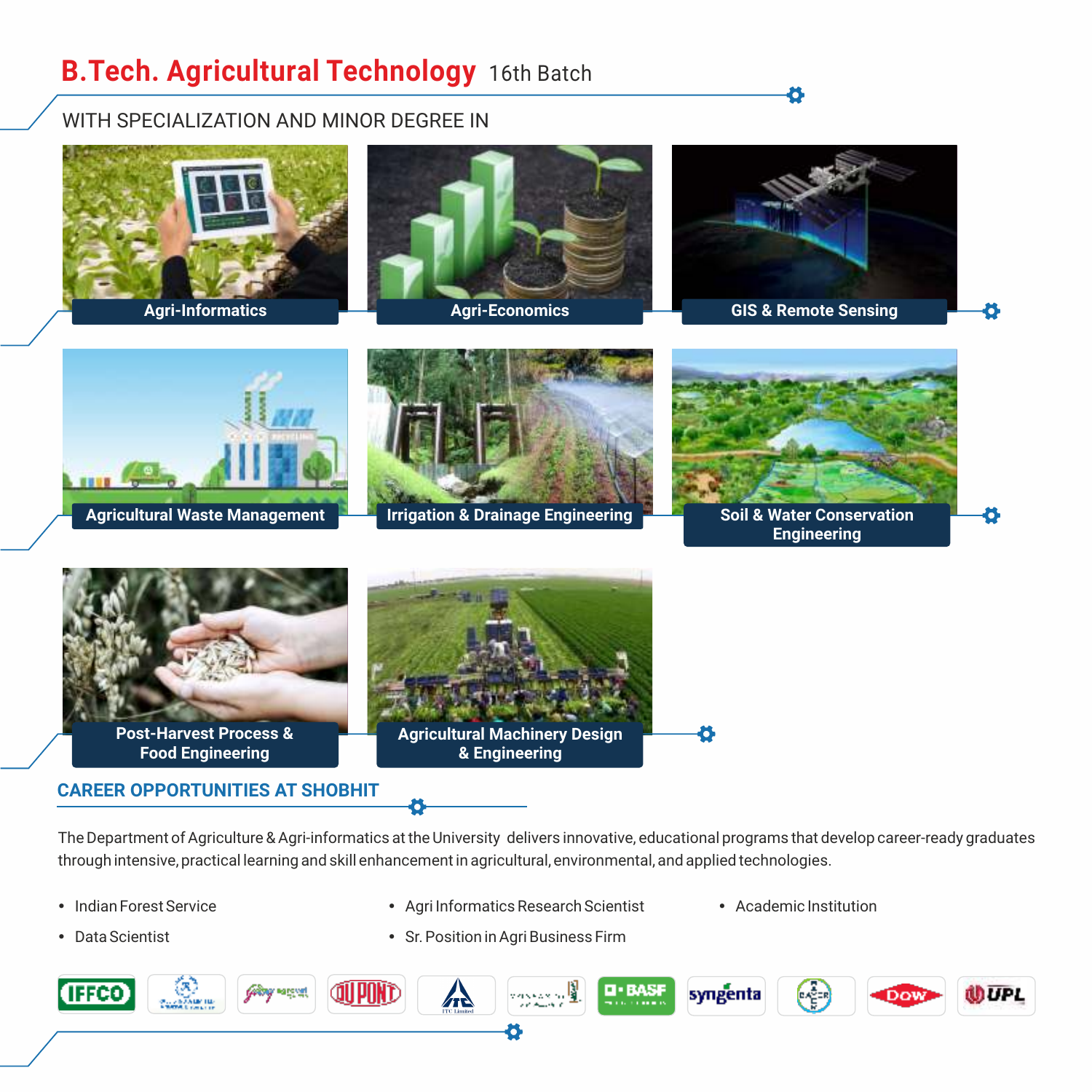# B.Tech. Agricultural Technology 16th Batch

WITH SPECIALIZATION AND MINOR DEGREE IN

- Agri-Informatics
- Agri-Economics
- GIS & Remote Sensing
- Agricultural Waste Management
- Irrigation & Drainage Engineering
- Soil & Water Conservation Engineering
- Post-Harvest Process & Food Engineering
- Agricultural Machinery Design & Engineering

## CAREER OPPORTUNITIES AT SHOBHIT

The Department of Agriculture & Agri-informatics at the University delivers innovative, educational programs that develop career-ready graduates through intensive, practical learning and skill enhancement in agricultural, environmental, and applied technologies.

- Indian Forest Service
- Data Scientist
- Agri Informatics Research Scientist
- Sr. Position in Agri Business Firm
- Academic Institution

IFFCO, Godrej Agrovet, DuPont, ITC Limited, BASF, Syngenta, Bayer, Dow, UPL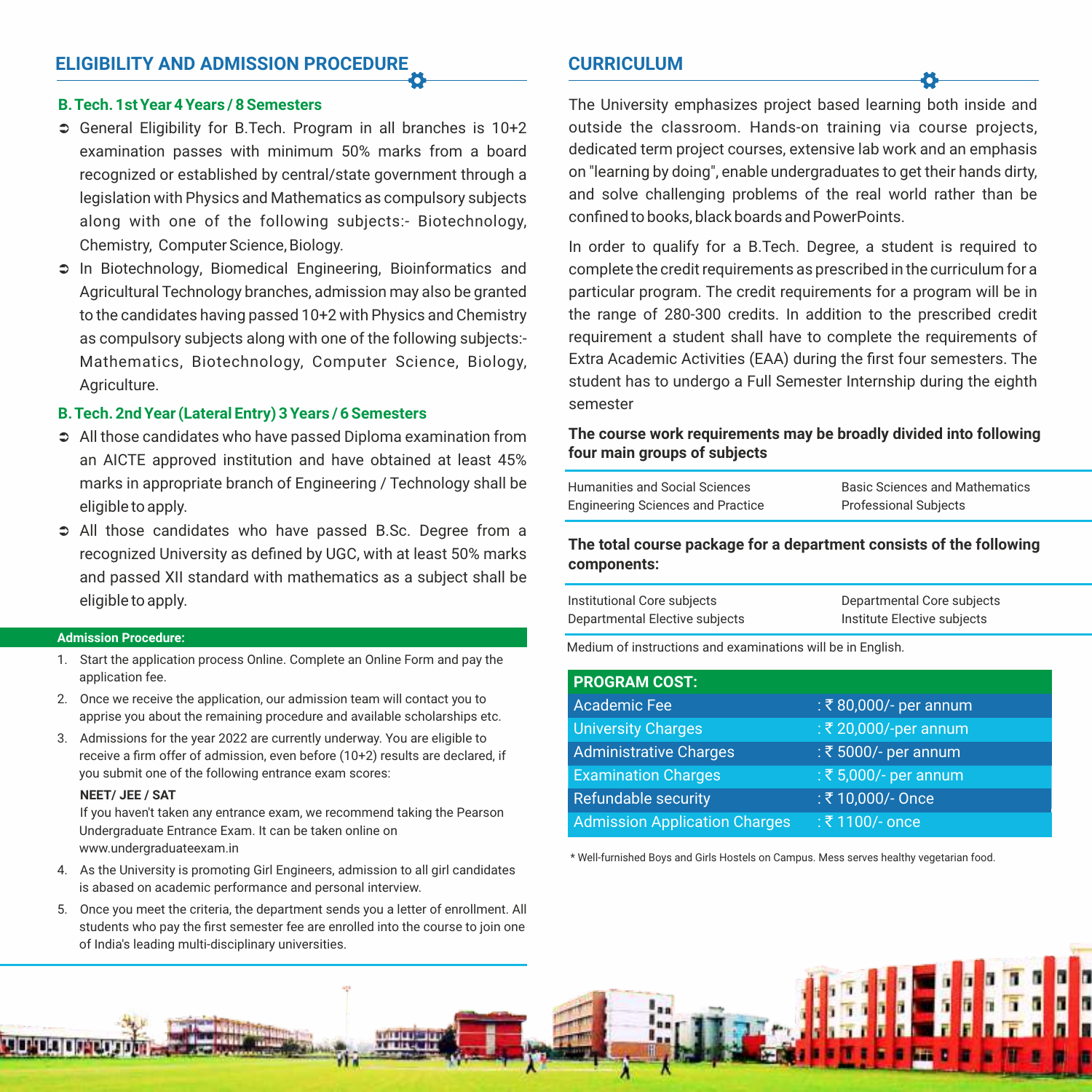## ELIGIBILITY AND ADMISSION PROCEDURE

### B. Tech. 1st Year 4 Years / 8 Semesters

- General Eligibility for B.Tech. Program in all branches is 10+2 examination passes with minimum 50% marks from a board recognized or established by central/state government through a legislation with Physics and Mathematics as compulsory subjects along with one of the following subjects:- Biotechnology, Chemistry, Computer Science, Biology.
- In Biotechnology, Biomedical Engineering, Bioinformatics and Agricultural Technology branches, admission may also be granted to the candidates having passed 10+2 with Physics and Chemistry as compulsory subjects along with one of the following subjects:- Mathematics, Biotechnology, Computer Science, Biology, Agriculture.

### B. Tech. 2nd Year (Lateral Entry) 3 Years / 6 Semesters

- All those candidates who have passed Diploma examination from an AICTE approved institution and have obtained at least 45% marks in appropriate branch of Engineering / Technology shall be eligible to apply.
- All those candidates who have passed B.Sc. Degree from a recognized University as defined by UGC, with at least 50% marks and passed XII standard with mathematics as a subject shall be eligible to apply.

**Admission Procedure:**

1. Start the application process Online. Complete an Online Form and pay the application fee.
2. Once we receive the application, our admission team will contact you to apprise you about the remaining procedure and available scholarships etc.
3. Admissions for the year 2022 are currently underway. You are eligible to receive a firm offer of admission, even before (10+2) results are declared, if you submit one of the following entrance exam scores:

   **NEET/ JEE / SAT**

   If you haven't taken any entrance exam, we recommend taking the Pearson Undergraduate Entrance Exam. It can be taken online on www.undergraduateexam.in
4. As the University is promoting Girl Engineers, admission to all girl candidates is abased on academic performance and personal interview.
5. Once you meet the criteria, the department sends you a letter of enrollment. All students who pay the first semester fee are enrolled into the course to join one of India's leading multi-disciplinary universities.

## CURRICULUM

The University emphasizes project based learning both inside and outside the classroom. Hands-on training via course projects, dedicated term project courses, extensive lab work and an emphasis on "learning by doing", enable undergraduates to get their hands dirty, and solve challenging problems of the real world rather than be confined to books, black boards and PowerPoints.

In order to qualify for a B.Tech. Degree, a student is required to complete the credit requirements as prescribed in the curriculum for a particular program. The credit requirements for a program will be in the range of 280-300 credits. In addition to the prescribed credit requirement a student shall have to complete the requirements of Extra Academic Activities (EAA) during the first four semesters. The student has to undergo a Full Semester Internship during the eighth semester

**The course work requirements may be broadly divided into following four main groups of subjects**

| | |
|---|---|
| Humanities and Social Sciences | Basic Sciences and Mathematics |
| Engineering Sciences and Practice | Professional Subjects |

**The total course package for a department consists of the following components:**

| | |
|---|---|
| Institutional Core subjects | Departmental Core subjects |
| Departmental Elective subjects | Institute Elective subjects |

Medium of instructions and examinations will be in English.

| PROGRAM COST: | |
|---|---|
| Academic Fee | : ₹ 80,000/- per annum |
| University Charges | : ₹ 20,000/-per annum |
| Administrative Charges | : ₹ 5000/- per annum |
| Examination Charges | : ₹ 5,000/- per annum |
| Refundable security | : ₹ 10,000/- Once |
| Admission Application Charges | : ₹ 1100/- once |

* Well-furnished Boys and Girls Hostels on Campus. Mess serves healthy vegetarian food.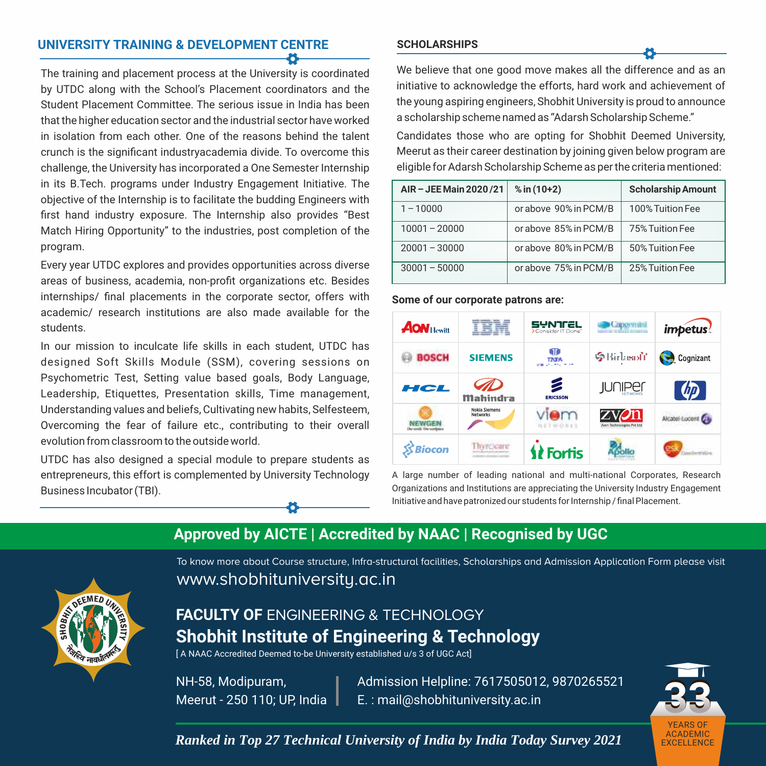## UNIVERSITY TRAINING & DEVELOPMENT CENTRE

The training and placement process at the University is coordinated by UTDC along with the School's Placement coordinators and the Student Placement Committee. The serious issue in India has been that the higher education sector and the industrial sector have worked in isolation from each other. One of the reasons behind the talent crunch is the significant industryacademia divide. To overcome this challenge, the University has incorporated a One Semester Internship in its B.Tech. programs under Industry Engagement Initiative. The objective of the Internship is to facilitate the budding Engineers with first hand industry exposure. The Internship also provides "Best Match Hiring Opportunity" to the industries, post completion of the program.

Every year UTDC explores and provides opportunities across diverse areas of business, academia, non-profit organizations etc. Besides internships/ final placements in the corporate sector, offers with academic/ research institutions are also made available for the students.

In our mission to inculcate life skills in each student, UTDC has designed Soft Skills Module (SSM), covering sessions on Psychometric Test, Setting value based goals, Body Language, Leadership, Etiquettes, Presentation skills, Time management, Understanding values and beliefs, Cultivating new habits, Selfesteem, Overcoming the fear of failure etc., contributing to their overall evolution from classroom to the outside world.

UTDC has also designed a special module to prepare students as entrepreneurs, this effort is complemented by University Technology Business Incubator (TBI).

## SCHOLARSHIPS

We believe that one good move makes all the difference and as an initiative to acknowledge the efforts, hard work and achievement of the young aspiring engineers, Shobhit University is proud to announce a scholarship scheme named as "Adarsh Scholarship Scheme."

Candidates those who are opting for Shobhit Deemed University, Meerut as their career destination by joining given below program are eligible for Adarsh Scholarship Scheme as per the criteria mentioned:

| AIR – JEE Main 2020 /21 | % in (10+2) | Scholarship Amount |
|---|---|---|
| 1 – 10000 | or above 90% in PCM/B | 100% Tuition Fee |
| 10001 – 20000 | or above 85% in PCM/B | 75% Tuition Fee |
| 20001 – 30000 | or above 80% in PCM/B | 50% Tuition Fee |
| 30001 – 50000 | or above 75% in PCM/B | 25% Tuition Fee |

**Some of our corporate patrons are:**

| | | | | |
|---|---|---|---|---|
| AON Hewitt | IBM | SYNTEL | Capgemini | impetus |
| BOSCH | SIEMENS | TATA | Birlasoft | Cognizant |
| HCL | Mahindra | ERICSSON | JUNIPER NETWORKS | hp |
| NEWGEN | Nokia Siemens Networks | viom NETWORKS | ZVEN Zven Technologies Pvt Ltd | Alcatel-Lucent |
| Biocon | Thyrocare | Fortis | Apollo | gsk |

A large number of leading national and multi-national Corporates, Research Organizations and Institutions are appreciating the University Industry Engagement Initiative and have patronized our students for Internship / final Placement.

**Approved by AICTE | Accredited by NAAC | Recognised by UGC**

To know more about Course structure, Infra-structural facilities, Scholarships and Admission Application Form please visit
www.shobhituniversity.ac.in

**FACULTY OF** ENGINEERING & TECHNOLOGY

**Shobhit Institute of Engineering & Technology**

[ A NAAC Accredited Deemed to-be University established u/s 3 of UGC Act]

NH-58, Modipuram,
Meerut - 250 110; UP, India

Admission Helpline: 7617505012, 9870265521
E. : mail@shobhituniversity.ac.in

33 YEARS OF ACADEMIC EXCELLENCE

*Ranked in Top 27 Technical University of India by India Today Survey 2021*